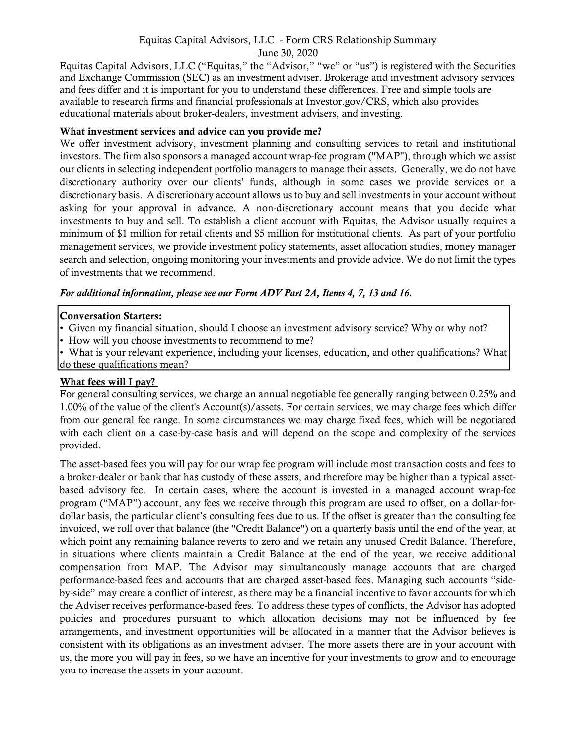# Equitas Capital Advisors, LLC - Form CRS Relationship Summary

June 30, 2020

Equitas Capital Advisors, LLC ("Equitas," the "Advisor," "we" or "us") is registered with the Securities and Exchange Commission (SEC) as an investment adviser. Brokerage and investment advisory services and fees differ and it is important for you to understand these differences. Free and simple tools are available to research firms and financial professionals at Investor.gov/CRS, which also provides educational materials about broker-dealers, investment advisers, and investing.

## What investment services and advice can you provide me?

We offer investment advisory, investment planning and consulting services to retail and institutional investors. The firm also sponsors a managed account wrap-fee program ("MAP"), through which we assist our clients in selecting independent portfolio managers to manage their assets. Generally, we do not have discretionary authority over our clients' funds, although in some cases we provide services on a discretionary basis. A discretionary account allows us to buy and sell investments in your account without asking for your approval in advance. A non-discretionary account means that you decide what investments to buy and sell. To establish a client account with Equitas, the Advisor usually requires a minimum of $1 million for retail clients and $5 million for institutional clients. As part of your portfolio management services, we provide investment policy statements, asset allocation studies, money manager search and selection, ongoing monitoring your investments and provide advice. We do not limit the types of investments that we recommend.

***For additional information, please see our Form ADV Part 2A, Items 4, 7, 13 and 16.***

**Conversation Starters:**

- Given my financial situation, should I choose an investment advisory service? Why or why not?
- How will you choose investments to recommend to me?
- What is your relevant experience, including your licenses, education, and other qualifications? What do these qualifications mean?

## What fees will I pay?

For general consulting services, we charge an annual negotiable fee generally ranging between 0.25% and 1.00% of the value of the client's Account(s)/assets. For certain services, we may charge fees which differ from our general fee range. In some circumstances we may charge fixed fees, which will be negotiated with each client on a case-by-case basis and will depend on the scope and complexity of the services provided.

The asset-based fees you will pay for our wrap fee program will include most transaction costs and fees to a broker-dealer or bank that has custody of these assets, and therefore may be higher than a typical asset-based advisory fee. In certain cases, where the account is invested in a managed account wrap-fee program ("MAP") account, any fees we receive through this program are used to offset, on a dollar-for-dollar basis, the particular client's consulting fees due to us. If the offset is greater than the consulting fee invoiced, we roll over that balance (the "Credit Balance") on a quarterly basis until the end of the year, at which point any remaining balance reverts to zero and we retain any unused Credit Balance. Therefore, in situations where clients maintain a Credit Balance at the end of the year, we receive additional compensation from MAP. The Advisor may simultaneously manage accounts that are charged performance-based fees and accounts that are charged asset-based fees. Managing such accounts "side-by-side" may create a conflict of interest, as there may be a financial incentive to favor accounts for which the Adviser receives performance-based fees. To address these types of conflicts, the Advisor has adopted policies and procedures pursuant to which allocation decisions may not be influenced by fee arrangements, and investment opportunities will be allocated in a manner that the Advisor believes is consistent with its obligations as an investment adviser. The more assets there are in your account with us, the more you will pay in fees, so we have an incentive for your investments to grow and to encourage you to increase the assets in your account.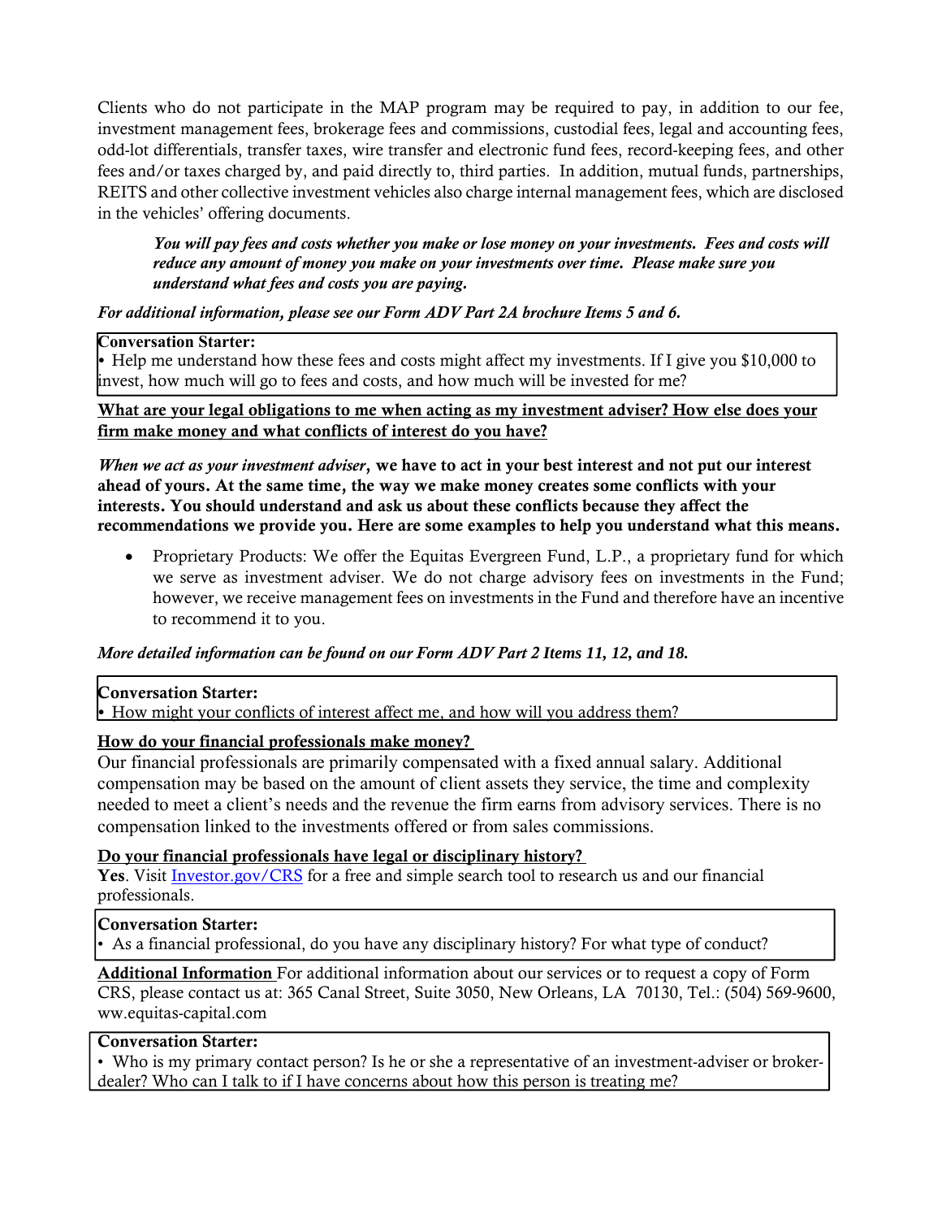Clients who do not participate in the MAP program may be required to pay, in addition to our fee, investment management fees, brokerage fees and commissions, custodial fees, legal and accounting fees, odd-lot differentials, transfer taxes, wire transfer and electronic fund fees, record-keeping fees, and other fees and/or taxes charged by, and paid directly to, third parties. In addition, mutual funds, partnerships, REITS and other collective investment vehicles also charge internal management fees, which are disclosed in the vehicles' offering documents.

> ***You will pay fees and costs whether you make or lose money on your investments. Fees and costs will reduce any amount of money you make on your investments over time. Please make sure you understand what fees and costs you are paying.***

***For additional information, please see our Form ADV Part 2A brochure Items 5 and 6.***

**Conversation Starter:**
• Help me understand how these fees and costs might affect my investments. If I give you $10,000 to invest, how much will go to fees and costs, and how much will be invested for me?

**<u>What are your legal obligations to me when acting as my investment adviser? How else does your firm make money and what conflicts of interest do you have?</u>**

***When we act as your investment adviser*, we have to act in your best interest and not put our interest ahead of yours. At the same time, the way we make money creates some conflicts with your interests. You should understand and ask us about these conflicts because they affect the recommendations we provide you. Here are some examples to help you understand what this means.**

- Proprietary Products: We offer the Equitas Evergreen Fund, L.P., a proprietary fund for which we serve as investment adviser. We do not charge advisory fees on investments in the Fund; however, we receive management fees on investments in the Fund and therefore have an incentive to recommend it to you.

***More detailed information can be found on our Form ADV Part 2 Items 11, 12, and 18.***

**Conversation Starter:**
• How might your conflicts of interest affect me, and how will you address them?

**<u>How do your financial professionals make money?</u>**

Our financial professionals are primarily compensated with a fixed annual salary. Additional compensation may be based on the amount of client assets they service, the time and complexity needed to meet a client's needs and the revenue the firm earns from advisory services. There is no compensation linked to the investments offered or from sales commissions.

**<u>Do your financial professionals have legal or disciplinary history?</u>**

**Yes**. Visit [Investor.gov/CRS](Investor.gov/CRS) for a free and simple search tool to research us and our financial professionals.

**Conversation Starter:**
• As a financial professional, do you have any disciplinary history? For what type of conduct?

**<u>Additional Information</u>** For additional information about our services or to request a copy of Form CRS, please contact us at: 365 Canal Street, Suite 3050, New Orleans, LA 70130, Tel.: (504) 569-9600, ww.equitas-capital.com

**Conversation Starter:**
• Who is my primary contact person? Is he or she a representative of an investment-adviser or broker-dealer? Who can I talk to if I have concerns about how this person is treating me?